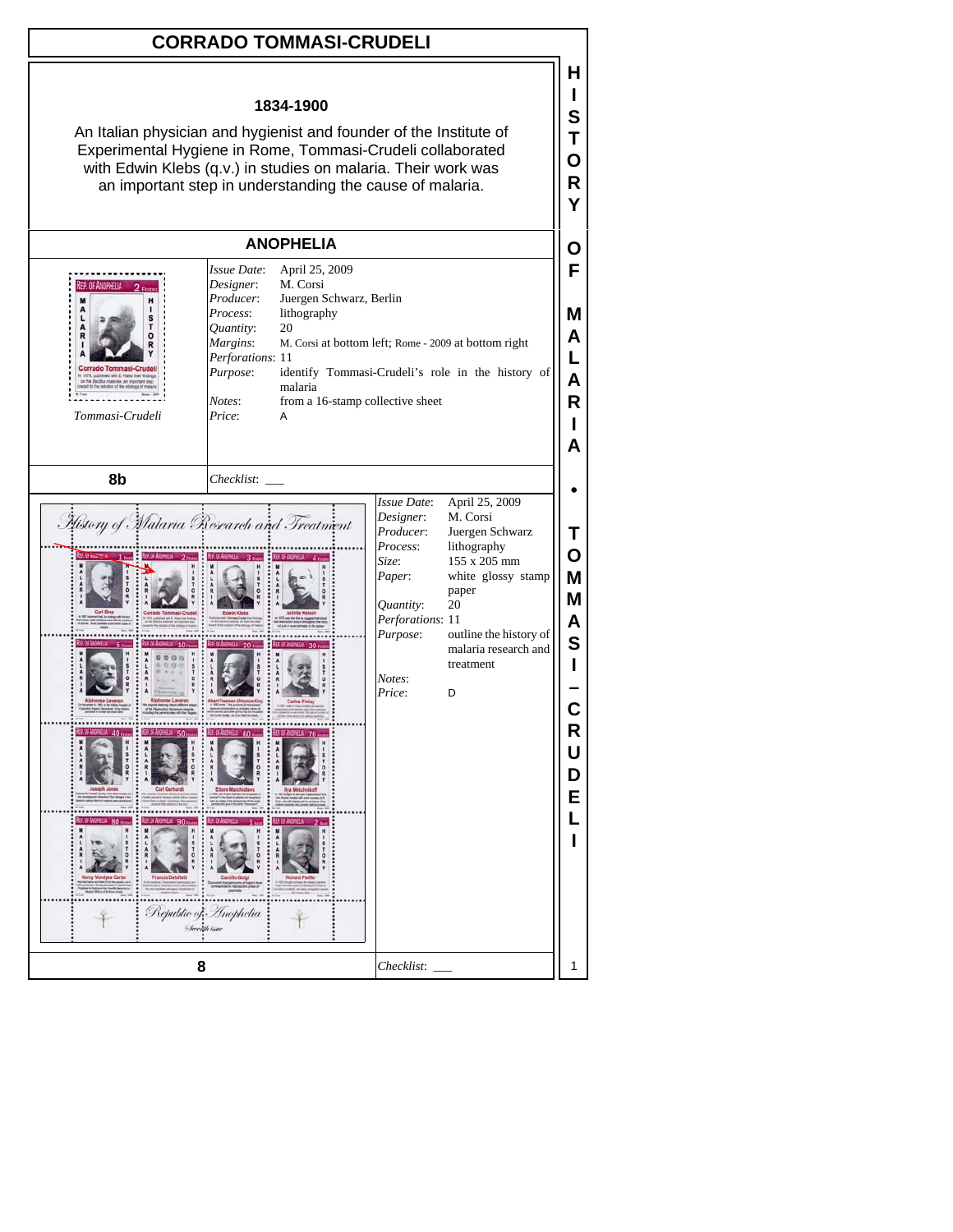# CORRADO TOMMASI-CRUDELI

**1834-1900**

An Italian physician and hygienist and founder of the Institute of Experimental Hygiene in Rome, Tommasi-Crudeli collaborated with Edwin Klebs (q.v.) in studies on malaria. Their work was an important step in understanding the cause of malaria.

## ANOPHELIA

*Tommasi-Crudeli*

| | |
|---|---|
| *Issue Date*: | April 25, 2009 |
| *Designer*: | M. Corsi |
| *Producer*: | Juergen Schwarz, Berlin |
| *Process*: | lithography |
| *Quantity*: | 20 |
| *Margins*: | M. Corsi at bottom left; Rome - 2009 at bottom right |
| *Perforations*: | 11 |
| *Purpose*: | identify Tommasi-Crudeli's role in the history of malaria |
| *Notes*: | from a 16-stamp collective sheet |
| *Price*: | A |

**8b** *Checklist*: ___

| | |
|---|---|
| *Issue Date*: | April 25, 2009 |
| *Designer*: | M. Corsi |
| *Producer*: | Juergen Schwarz |
| *Process*: | lithography |
| *Size*: | 155 x 205 mm |
| *Paper*: | white glossy stamp paper |
| *Quantity*: | 20 |
| *Perforations*: | 11 |
| *Purpose*: | outline the history of malaria research and treatment |
| *Notes*: | |
| *Price*: | D |

**8** *Checklist*: ___

HISTORY OF MALARIA • TOMMASI-CRUDELI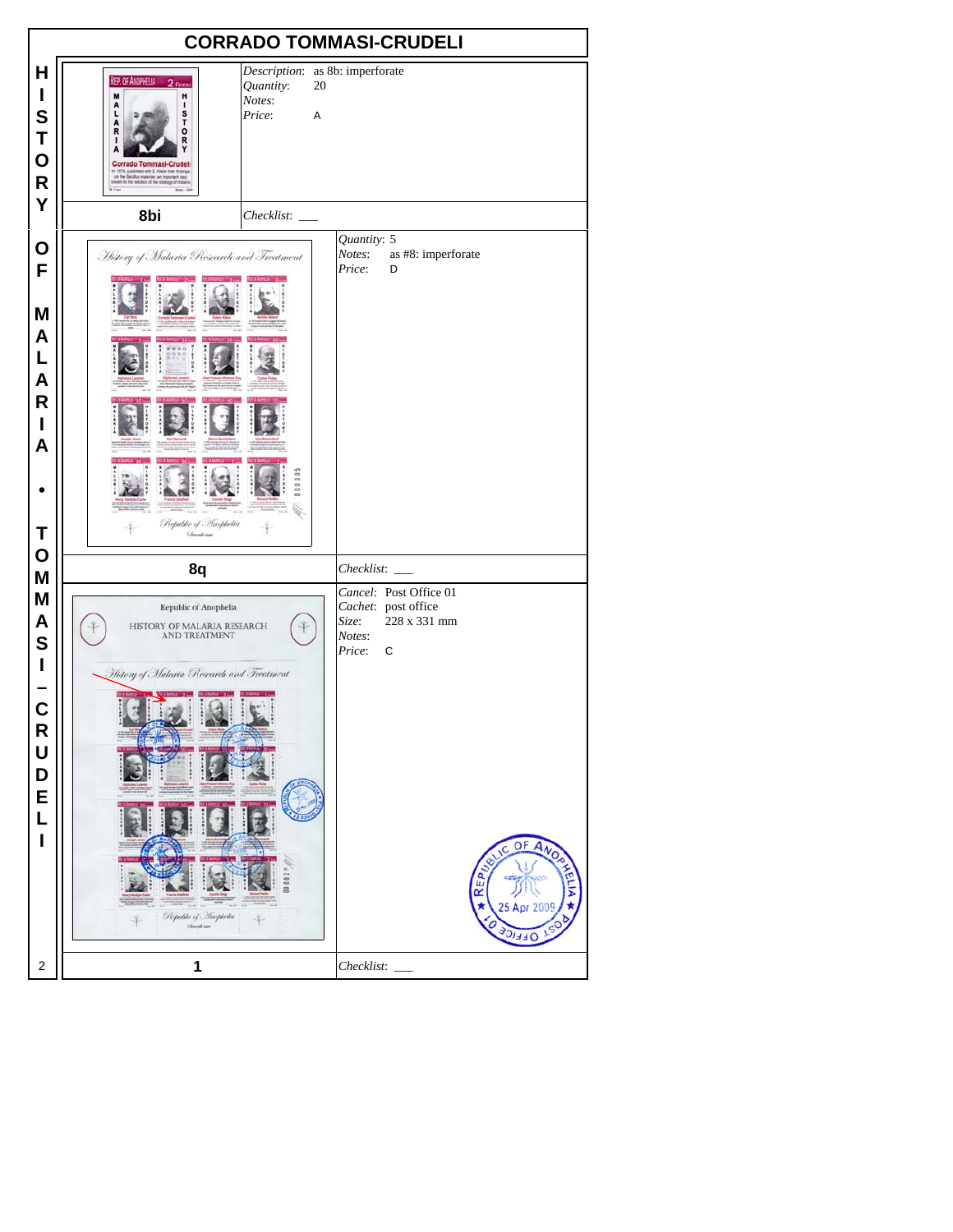# CORRADO TOMMASI-CRUDELI

HISTORY OF MALARIA • TOMMASI-CRUDELI

| | |
|---|---|
| | *Description*: as 8b: imperforate<br>*Quantity*: 20<br>*Notes*:<br>*Price*: A |
| **8bi** | *Checklist*: ___ |
| | *Quantity*: 5<br>*Notes*: as #8: imperforate<br>*Price*: D |
| **8q** | *Checklist*: ___ |
| | *Cancel*: Post Office 01<br>*Cachet*: post office<br>*Size*: 228 x 331 mm<br>*Notes*:<br>*Price*: C |
| **1** | *Checklist*: ___ |